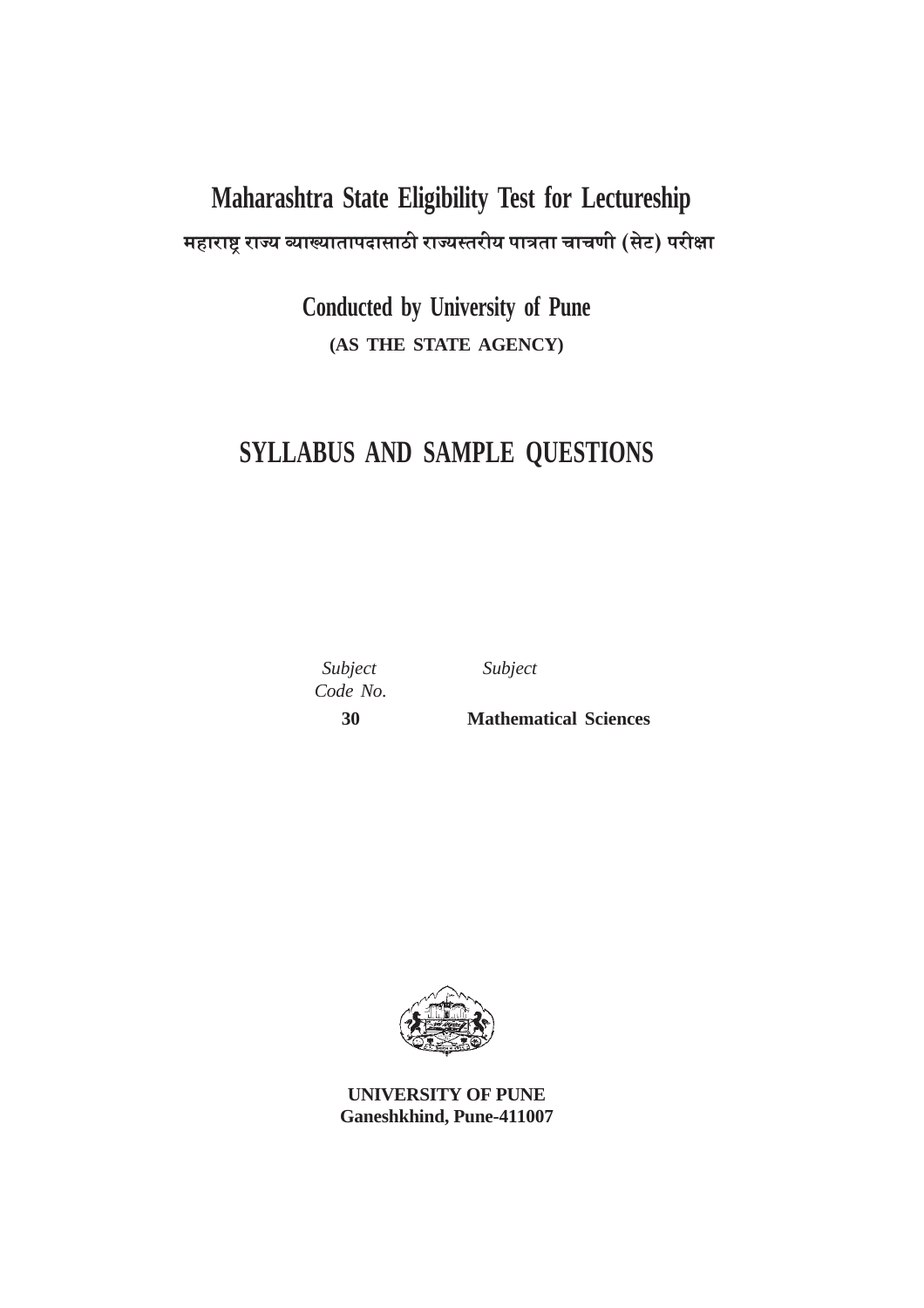# Maharashtra State Eligibility Test for Lectureship

**महाराष्ट्र राज्य व्याख्यातापदासाठी राज्यस्तरीय पात्रता चाचणी (सेट) परीक्षा**

## Conducted by University of Pune

**(AS THE STATE AGENCY)**

# SYLLABUS AND SAMPLE QUESTIONS

| *Subject Code No.* | *Subject* |
|---|---|
| **30** | **Mathematical Sciences** |

**UNIVERSITY OF PUNE**
**Ganeshkhind, Pune-411007**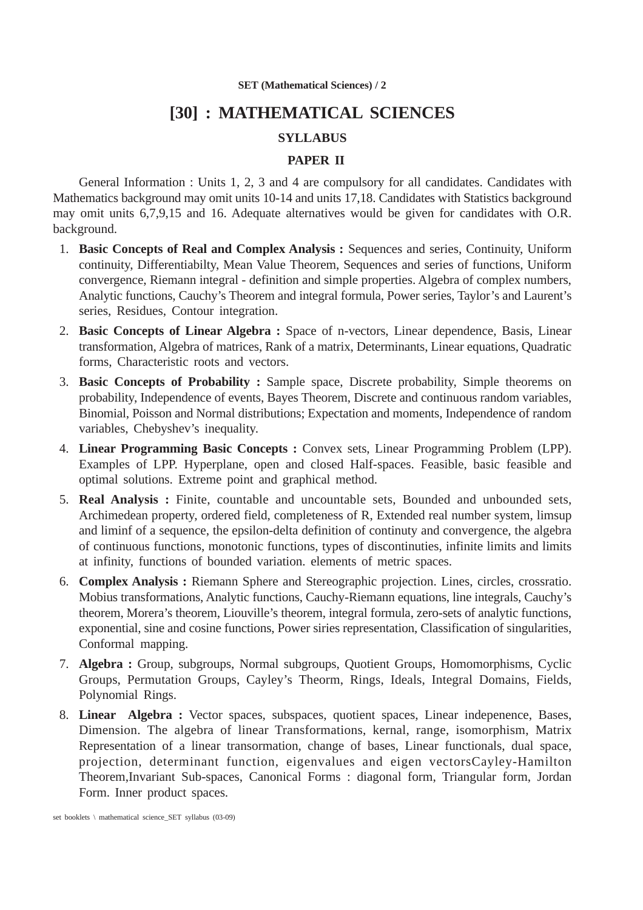# [30] : MATHEMATICAL SCIENCES

## SYLLABUS

## PAPER II

General Information : Units 1, 2, 3 and 4 are compulsory for all candidates. Candidates with Mathematics background may omit units 10-14 and units 17,18. Candidates with Statistics background may omit units 6,7,9,15 and 16. Adequate alternatives would be given for candidates with O.R. background.

1. **Basic Concepts of Real and Complex Analysis :** Sequences and series, Continuity, Uniform continuity, Differentiabilty, Mean Value Theorem, Sequences and series of functions, Uniform convergence, Riemann integral - definition and simple properties. Algebra of complex numbers, Analytic functions, Cauchy's Theorem and integral formula, Power series, Taylor's and Laurent's series, Residues, Contour integration.
2. **Basic Concepts of Linear Algebra :** Space of n-vectors, Linear dependence, Basis, Linear transformation, Algebra of matrices, Rank of a matrix, Determinants, Linear equations, Quadratic forms, Characteristic roots and vectors.
3. **Basic Concepts of Probability :** Sample space, Discrete probability, Simple theorems on probability, Independence of events, Bayes Theorem, Discrete and continuous random variables, Binomial, Poisson and Normal distributions; Expectation and moments, Independence of random variables, Chebyshev's inequality.
4. **Linear Programming Basic Concepts :** Convex sets, Linear Programming Problem (LPP). Examples of LPP. Hyperplane, open and closed Half-spaces. Feasible, basic feasible and optimal solutions. Extreme point and graphical method.
5. **Real Analysis :** Finite, countable and uncountable sets, Bounded and unbounded sets, Archimedean property, ordered field, completeness of R, Extended real number system, limsup and liminf of a sequence, the epsilon-delta definition of continuty and convergence, the algebra of continuous functions, monotonic functions, types of discontinuties, infinite limits and limits at infinity, functions of bounded variation. elements of metric spaces.
6. **Complex Analysis :** Riemann Sphere and Stereographic projection. Lines, circles, crossratio. Mobius transformations, Analytic functions, Cauchy-Riemann equations, line integrals, Cauchy's theorem, Morera's theorem, Liouville's theorem, integral formula, zero-sets of analytic functions, exponential, sine and cosine functions, Power siries representation, Classification of singularities, Conformal mapping.
7. **Algebra :** Group, subgroups, Normal subgroups, Quotient Groups, Homomorphisms, Cyclic Groups, Permutation Groups, Cayley's Theorm, Rings, Ideals, Integral Domains, Fields, Polynomial Rings.
8. **Linear Algebra :** Vector spaces, subspaces, quotient spaces, Linear indepenence, Bases, Dimension. The algebra of linear Transformations, kernal, range, isomorphism, Matrix Representation of a linear transormation, change of bases, Linear functionals, dual space, projection, determinant function, eigenvalues and eigen vectorsCayley-Hamilton Theorem,Invariant Sub-spaces, Canonical Forms : diagonal form, Triangular form, Jordan Form. Inner product spaces.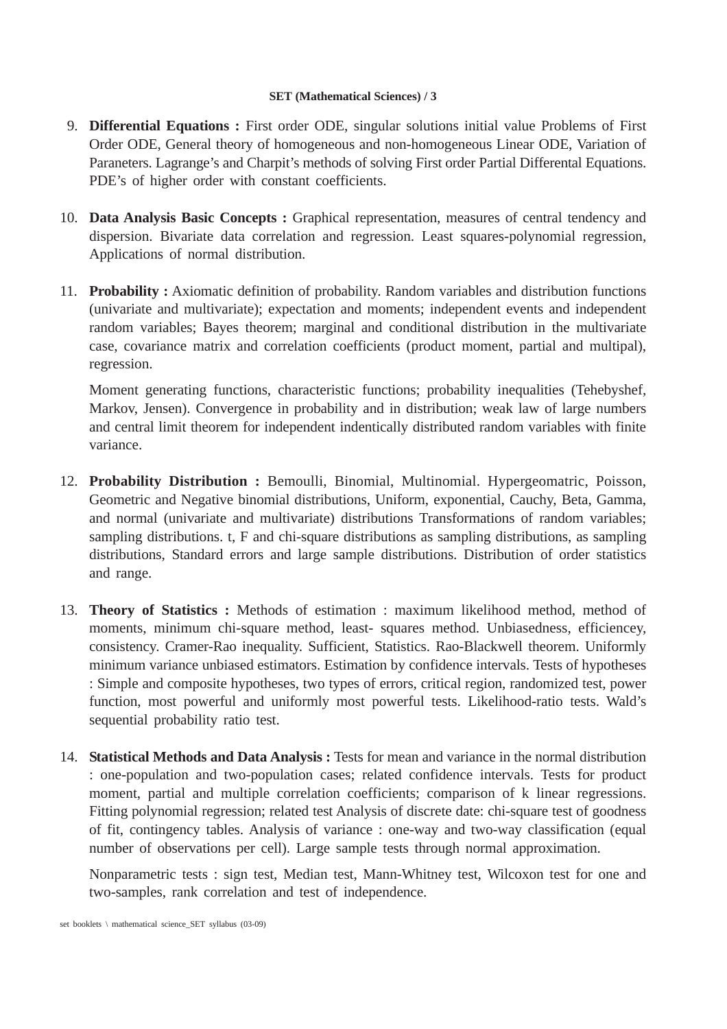9. **Differential Equations :** First order ODE, singular solutions initial value Problems of First Order ODE, General theory of homogeneous and non-homogeneous Linear ODE, Variation of Paraneters. Lagrange's and Charpit's methods of solving First order Partial Differental Equations. PDE's of higher order with constant coefficients.

10. **Data Analysis Basic Concepts :** Graphical representation, measures of central tendency and dispersion. Bivariate data correlation and regression. Least squares-polynomial regression, Applications of normal distribution.

11. **Probability :** Axiomatic definition of probability. Random variables and distribution functions (univariate and multivariate); expectation and moments; independent events and independent random variables; Bayes theorem; marginal and conditional distribution in the multivariate case, covariance matrix and correlation coefficients (product moment, partial and multipal), regression.

    Moment generating functions, characteristic functions; probability inequalities (Tehebyshef, Markov, Jensen). Convergence in probability and in distribution; weak law of large numbers and central limit theorem for independent indentically distributed random variables with finite variance.

12. **Probability Distribution :** Bemoulli, Binomial, Multinomial. Hypergeomatric, Poisson, Geometric and Negative binomial distributions, Uniform, exponential, Cauchy, Beta, Gamma, and normal (univariate and multivariate) distributions Transformations of random variables; sampling distributions. t, F and chi-square distributions as sampling distributions, as sampling distributions, Standard errors and large sample distributions. Distribution of order statistics and range.

13. **Theory of Statistics :** Methods of estimation : maximum likelihood method, method of moments, minimum chi-square method, least- squares method. Unbiasedness, efficiencey, consistency. Cramer-Rao inequality. Sufficient, Statistics. Rao-Blackwell theorem. Uniformly minimum variance unbiased estimators. Estimation by confidence intervals. Tests of hypotheses : Simple and composite hypotheses, two types of errors, critical region, randomized test, power function, most powerful and uniformly most powerful tests. Likelihood-ratio tests. Wald's sequential probability ratio test.

14. **Statistical Methods and Data Analysis :** Tests for mean and variance in the normal distribution : one-population and two-population cases; related confidence intervals. Tests for product moment, partial and multiple correlation coefficients; comparison of k linear regressions. Fitting polynomial regression; related test Analysis of discrete date: chi-square test of goodness of fit, contingency tables. Analysis of variance : one-way and two-way classification (equal number of observations per cell). Large sample tests through normal approximation.

    Nonparametric tests : sign test, Median test, Mann-Whitney test, Wilcoxon test for one and two-samples, rank correlation and test of independence.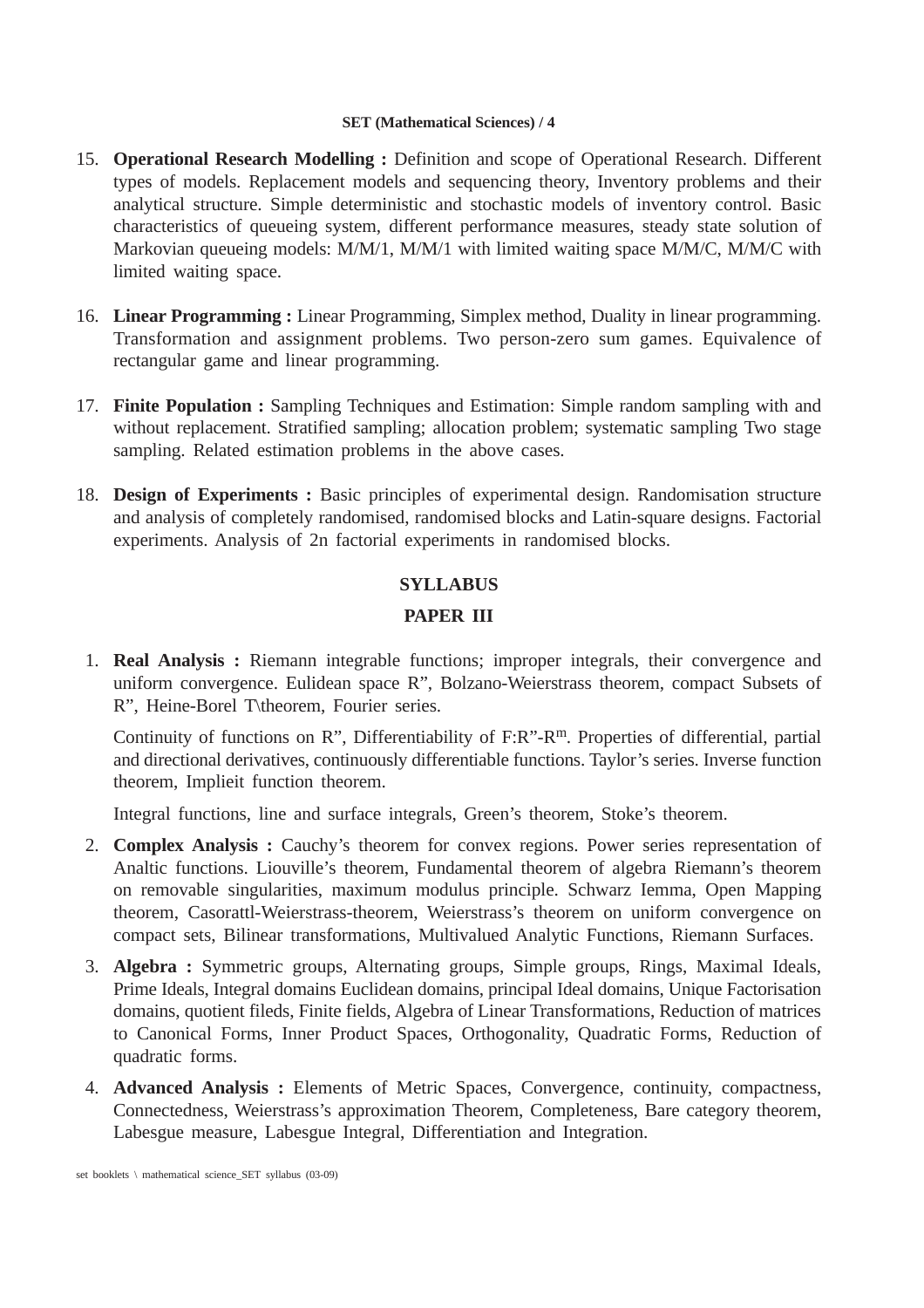15. **Operational Research Modelling :** Definition and scope of Operational Research. Different types of models. Replacement models and sequencing theory, Inventory problems and their analytical structure. Simple deterministic and stochastic models of inventory control. Basic characteristics of queueing system, different performance measures, steady state solution of Markovian queueing models: M/M/1, M/M/1 with limited waiting space M/M/C, M/M/C with limited waiting space.

16. **Linear Programming :** Linear Programming, Simplex method, Duality in linear programming. Transformation and assignment problems. Two person-zero sum games. Equivalence of rectangular game and linear programming.

17. **Finite Population :** Sampling Techniques and Estimation: Simple random sampling with and without replacement. Stratified sampling; allocation problem; systematic sampling Two stage sampling. Related estimation problems in the above cases.

18. **Design of Experiments :** Basic principles of experimental design. Randomisation structure and analysis of completely randomised, randomised blocks and Latin-square designs. Factorial experiments. Analysis of 2n factorial experiments in randomised blocks.

## SYLLABUS

## PAPER III

1. **Real Analysis :** Riemann integrable functions; improper integrals, their convergence and uniform convergence. Eulidean space R", Bolzano-Weierstrass theorem, compact Subsets of R", Heine-Borel T\theorem, Fourier series.

   Continuity of functions on R", Differentiability of F:R"-R$^{m}$. Properties of differential, partial and directional derivatives, continuously differentiable functions. Taylor's series. Inverse function theorem, Implieit function theorem.

   Integral functions, line and surface integrals, Green's theorem, Stoke's theorem.

2. **Complex Analysis :** Cauchy's theorem for convex regions. Power series representation of Analtic functions. Liouville's theorem, Fundamental theorem of algebra Riemann's theorem on removable singularities, maximum modulus principle. Schwarz Iemma, Open Mapping theorem, Casorattl-Weierstrass-theorem, Weierstrass's theorem on uniform convergence on compact sets, Bilinear transformations, Multivalued Analytic Functions, Riemann Surfaces.

3. **Algebra :** Symmetric groups, Alternating groups, Simple groups, Rings, Maximal Ideals, Prime Ideals, Integral domains Euclidean domains, principal Ideal domains, Unique Factorisation domains, quotient fileds, Finite fields, Algebra of Linear Transformations, Reduction of matrices to Canonical Forms, Inner Product Spaces, Orthogonality, Quadratic Forms, Reduction of quadratic forms.

4. **Advanced Analysis :** Elements of Metric Spaces, Convergence, continuity, compactness, Connectedness, Weierstrass's approximation Theorem, Completeness, Bare category theorem, Labesgue measure, Labesgue Integral, Differentiation and Integration.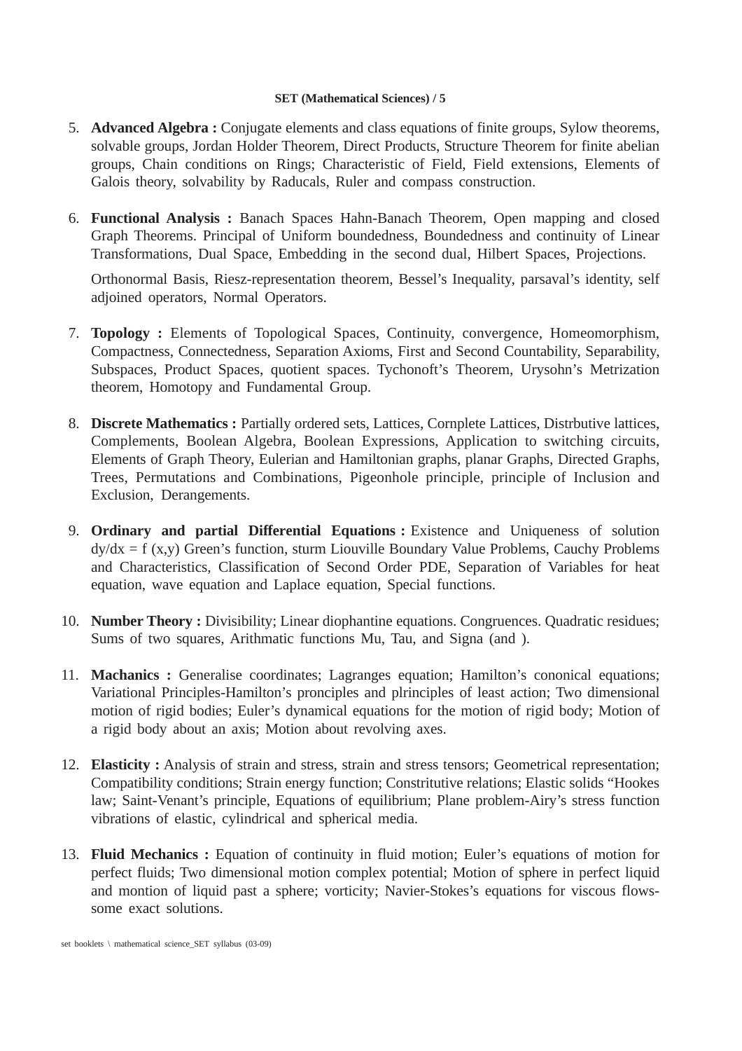5. **Advanced Algebra :** Conjugate elements and class equations of finite groups, Sylow theorems, solvable groups, Jordan Holder Theorem, Direct Products, Structure Theorem for finite abelian groups, Chain conditions on Rings; Characteristic of Field, Field extensions, Elements of Galois theory, solvability by Raducals, Ruler and compass construction.

6. **Functional Analysis :** Banach Spaces Hahn-Banach Theorem, Open mapping and closed Graph Theorems. Principal of Uniform boundedness, Boundedness and continuity of Linear Transformations, Dual Space, Embedding in the second dual, Hilbert Spaces, Projections.

   Orthonormal Basis, Riesz-representation theorem, Bessel's Inequality, parsaval's identity, self adjoined operators, Normal Operators.

7. **Topology :** Elements of Topological Spaces, Continuity, convergence, Homeomorphism, Compactness, Connectedness, Separation Axioms, First and Second Countability, Separability, Subspaces, Product Spaces, quotient spaces. Tychonoft's Theorem, Urysohn's Metrization theorem, Homotopy and Fundamental Group.

8. **Discrete Mathematics :** Partially ordered sets, Lattices, Cornplete Lattices, Distrbutive lattices, Complements, Boolean Algebra, Boolean Expressions, Application to switching circuits, Elements of Graph Theory, Eulerian and Hamiltonian graphs, planar Graphs, Directed Graphs, Trees, Permutations and Combinations, Pigeonhole principle, principle of Inclusion and Exclusion, Derangements.

9. **Ordinary and partial Differential Equations :** Existence and Uniqueness of solution $dy/dx = f(x,y)$ Green's function, sturm Liouville Boundary Value Problems, Cauchy Problems and Characteristics, Classification of Second Order PDE, Separation of Variables for heat equation, wave equation and Laplace equation, Special functions.

10. **Number Theory :** Divisibility; Linear diophantine equations. Congruences. Quadratic residues; Sums of two squares, Arithmatic functions Mu, Tau, and Signa (and ).

11. **Machanics :** Generalise coordinates; Lagranges equation; Hamilton's cononical equations; Variational Principles-Hamilton's pronciples and plrinciples of least action; Two dimensional motion of rigid bodies; Euler's dynamical equations for the motion of rigid body; Motion of a rigid body about an axis; Motion about revolving axes.

12. **Elasticity :** Analysis of strain and stress, strain and stress tensors; Geometrical representation; Compatibility conditions; Strain energy function; Constritutive relations; Elastic solids "Hookes law; Saint-Venant's principle, Equations of equilibrium; Plane problem-Airy's stress function vibrations of elastic, cylindrical and spherical media.

13. **Fluid Mechanics :** Equation of continuity in fluid motion; Euler's equations of motion for perfect fluids; Two dimensional motion complex potential; Motion of sphere in perfect liquid and montion of liquid past a sphere; vorticity; Navier-Stokes's equations for viscous flows-some exact solutions.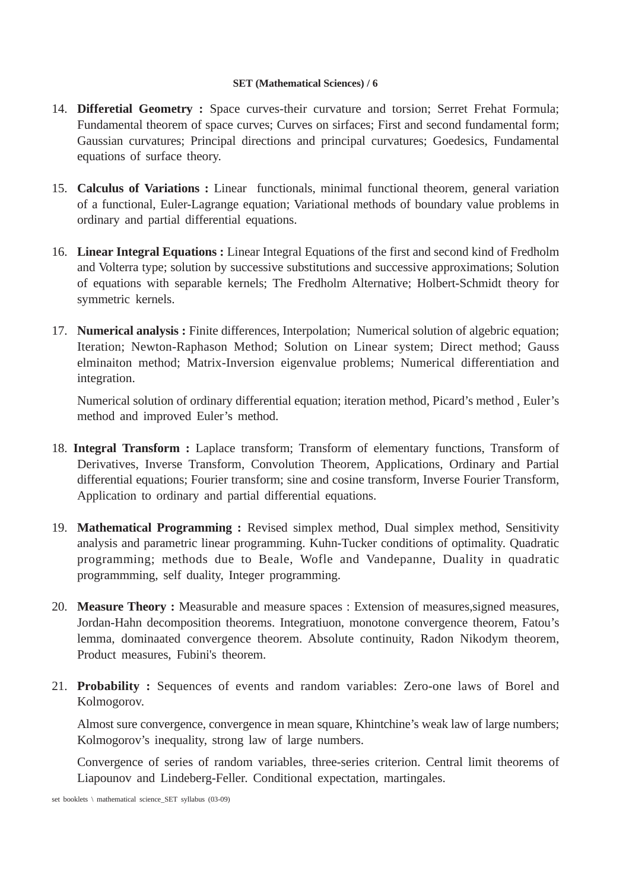14. **Differetial Geometry :** Space curves-their curvature and torsion; Serret Frehat Formula; Fundamental theorem of space curves; Curves on sirfaces; First and second fundamental form; Gaussian curvatures; Principal directions and principal curvatures; Goedesics, Fundamental equations of surface theory.

15. **Calculus of Variations :** Linear functionals, minimal functional theorem, general variation of a functional, Euler-Lagrange equation; Variational methods of boundary value problems in ordinary and partial differential equations.

16. **Linear Integral Equations :** Linear Integral Equations of the first and second kind of Fredholm and Volterra type; solution by successive substitutions and successive approximations; Solution of equations with separable kernels; The Fredholm Alternative; Holbert-Schmidt theory for symmetric kernels.

17. **Numerical analysis :** Finite differences, Interpolation; Numerical solution of algebric equation; Iteration; Newton-Raphason Method; Solution on Linear system; Direct method; Gauss elminaiton method; Matrix-Inversion eigenvalue problems; Numerical differentiation and integration.

    Numerical solution of ordinary differential equation; iteration method, Picard's method , Euler's method and improved Euler's method.

18. **Integral Transform :** Laplace transform; Transform of elementary functions, Transform of Derivatives, Inverse Transform, Convolution Theorem, Applications, Ordinary and Partial differential equations; Fourier transform; sine and cosine transform, Inverse Fourier Transform, Application to ordinary and partial differential equations.

19. **Mathematical Programming :** Revised simplex method, Dual simplex method, Sensitivity analysis and parametric linear programming. Kuhn-Tucker conditions of optimality. Quadratic programming; methods due to Beale, Wofle and Vandepanne, Duality in quadratic programmming, self duality, Integer programming.

20. **Measure Theory :** Measurable and measure spaces : Extension of measures,signed measures, Jordan-Hahn decomposition theorems. Integratiuon, monotone convergence theorem, Fatou's lemma, dominaated convergence theorem. Absolute continuity, Radon Nikodym theorem, Product measures, Fubini's theorem.

21. **Probability :** Sequences of events and random variables: Zero-one laws of Borel and Kolmogorov.

    Almost sure convergence, convergence in mean square, Khintchine's weak law of large numbers; Kolmogorov's inequality, strong law of large numbers.

    Convergence of series of random variables, three-series criterion. Central limit theorems of Liapounov and Lindeberg-Feller. Conditional expectation, martingales.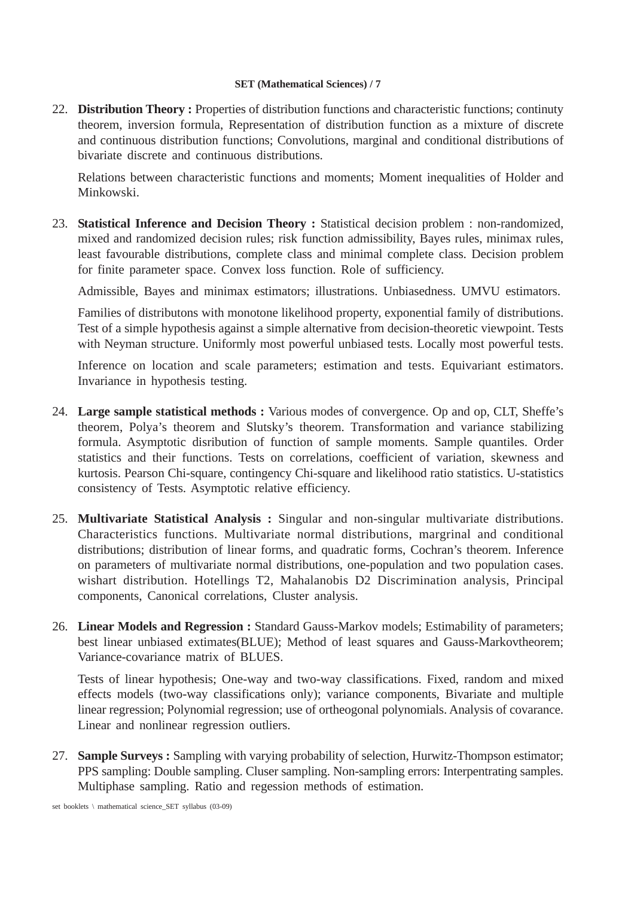22. **Distribution Theory :** Properties of distribution functions and characteristic functions; continuty theorem, inversion formula, Representation of distribution function as a mixture of discrete and continuous distribution functions; Convolutions, marginal and conditional distributions of bivariate discrete and continuous distributions.

    Relations between characteristic functions and moments; Moment inequalities of Holder and Minkowski.

23. **Statistical Inference and Decision Theory :** Statistical decision problem : non-randomized, mixed and randomized decision rules; risk function admissibility, Bayes rules, minimax rules, least favourable distributions, complete class and minimal complete class. Decision problem for finite parameter space. Convex loss function. Role of sufficiency.

    Admissible, Bayes and minimax estimators; illustrations. Unbiasedness. UMVU estimators.

    Families of distributons with monotone likelihood property, exponential family of distributions. Test of a simple hypothesis against a simple alternative from decision-theoretic viewpoint. Tests with Neyman structure. Uniformly most powerful unbiased tests. Locally most powerful tests.

    Inference on location and scale parameters; estimation and tests. Equivariant estimators. Invariance in hypothesis testing.

24. **Large sample statistical methods :** Various modes of convergence. Op and op, CLT, Sheffe's theorem, Polya's theorem and Slutsky's theorem. Transformation and variance stabilizing formula. Asymptotic disribution of function of sample moments. Sample quantiles. Order statistics and their functions. Tests on correlations, coefficient of variation, skewness and kurtosis. Pearson Chi-square, contingency Chi-square and likelihood ratio statistics. U-statistics consistency of Tests. Asymptotic relative efficiency.

25. **Multivariate Statistical Analysis :** Singular and non-singular multivariate distributions. Characteristics functions. Multivariate normal distributions, margrinal and conditional distributions; distribution of linear forms, and quadratic forms, Cochran's theorem. Inference on parameters of multivariate normal distributions, one-population and two population cases. wishart distribution. Hotellings T2, Mahalanobis D2 Discrimination analysis, Principal components, Canonical correlations, Cluster analysis.

26. **Linear Models and Regression :** Standard Gauss-Markov models; Estimability of parameters; best linear unbiased extimates(BLUE); Method of least squares and Gauss-Markovtheorem; Variance-covariance matrix of BLUES.

    Tests of linear hypothesis; One-way and two-way classifications. Fixed, random and mixed effects models (two-way classifications only); variance components, Bivariate and multiple linear regression; Polynomial regression; use of ortheogonal polynomials. Analysis of covarance. Linear and nonlinear regression outliers.

27. **Sample Surveys :** Sampling with varying probability of selection, Hurwitz-Thompson estimator; PPS sampling: Double sampling. Cluser sampling. Non-sampling errors: Interpentrating samples. Multiphase sampling. Ratio and regession methods of estimation.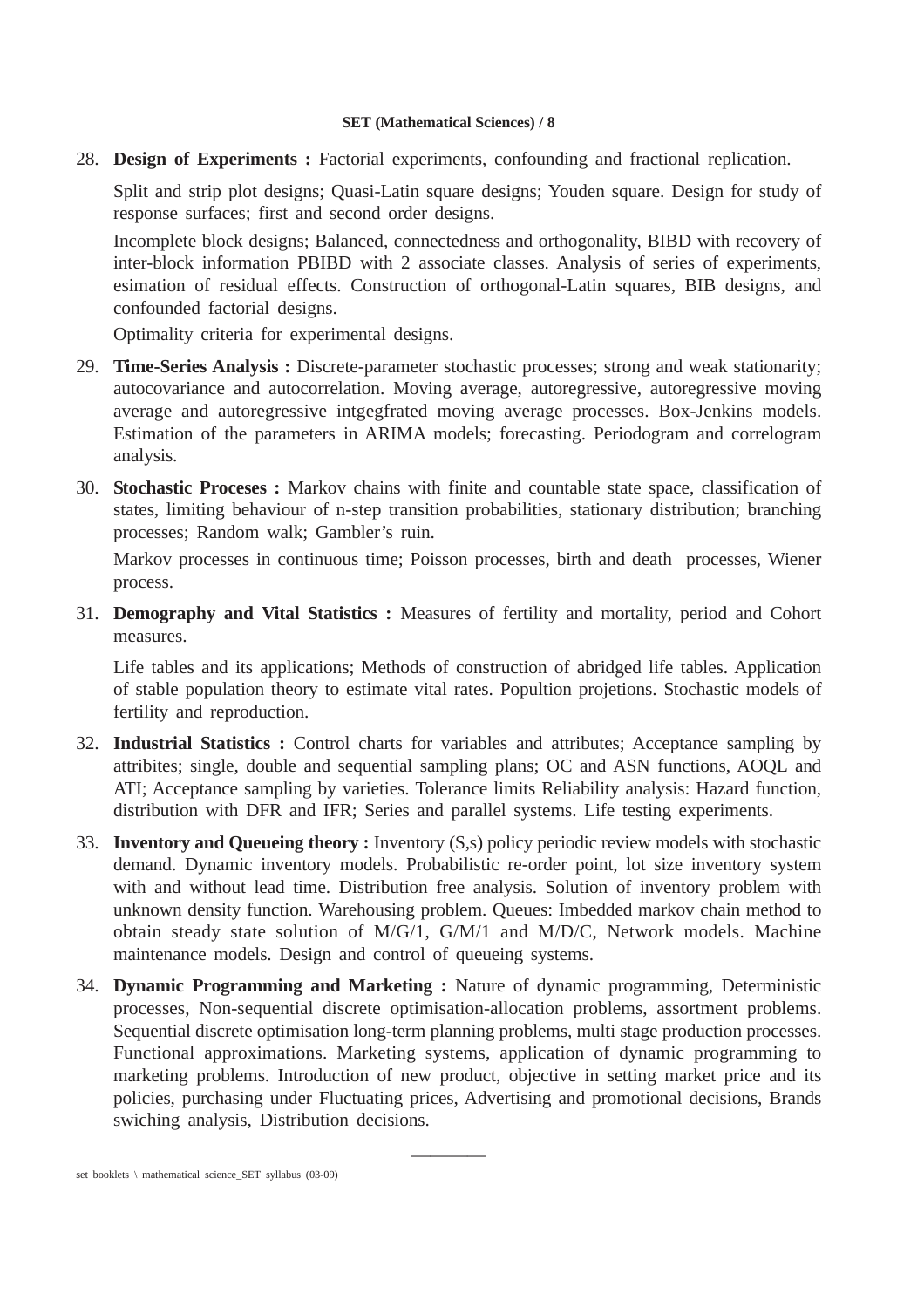28. **Design of Experiments :** Factorial experiments, confounding and fractional replication.

    Split and strip plot designs; Quasi-Latin square designs; Youden square. Design for study of response surfaces; first and second order designs.

    Incomplete block designs; Balanced, connectedness and orthogonality, BIBD with recovery of inter-block information PBIBD with 2 associate classes. Analysis of series of experiments, esimation of residual effects. Construction of orthogonal-Latin squares, BIB designs, and confounded factorial designs.

    Optimality criteria for experimental designs.

29. **Time-Series Analysis :** Discrete-parameter stochastic processes; strong and weak stationarity; autocovariance and autocorrelation. Moving average, autoregressive, autoregressive moving average and autoregressive intgegfrated moving average processes. Box-Jenkins models. Estimation of the parameters in ARIMA models; forecasting. Periodogram and correlogram analysis.

30. **Stochastic Proceses :** Markov chains with finite and countable state space, classification of states, limiting behaviour of n-step transition probabilities, stationary distribution; branching processes; Random walk; Gambler's ruin.

    Markov processes in continuous time; Poisson processes, birth and death processes, Wiener process.

31. **Demography and Vital Statistics :** Measures of fertility and mortality, period and Cohort measures.

    Life tables and its applications; Methods of construction of abridged life tables. Application of stable population theory to estimate vital rates. Popultion projetions. Stochastic models of fertility and reproduction.

32. **Industrial Statistics :** Control charts for variables and attributes; Acceptance sampling by attribites; single, double and sequential sampling plans; OC and ASN functions, AOQL and ATI; Acceptance sampling by varieties. Tolerance limits Reliability analysis: Hazard function, distribution with DFR and IFR; Series and parallel systems. Life testing experiments.

33. **Inventory and Queueing theory :** Inventory (S,s) policy periodic review models with stochastic demand. Dynamic inventory models. Probabilistic re-order point, lot size inventory system with and without lead time. Distribution free analysis. Solution of inventory problem with unknown density function. Warehousing problem. Queues: Imbedded markov chain method to obtain steady state solution of M/G/1, G/M/1 and M/D/C, Network models. Machine maintenance models. Design and control of queueing systems.

34. **Dynamic Programming and Marketing :** Nature of dynamic programming, Deterministic processes, Non-sequential discrete optimisation-allocation problems, assortment problems. Sequential discrete optimisation long-term planning problems, multi stage production processes. Functional approximations. Marketing systems, application of dynamic programming to marketing problems. Introduction of new product, objective in setting market price and its policies, purchasing under Fluctuating prices, Advertising and promotional decisions, Brands swiching analysis, Distribution decisions.

---

set booklets \ mathematical science_SET syllabus (03-09)